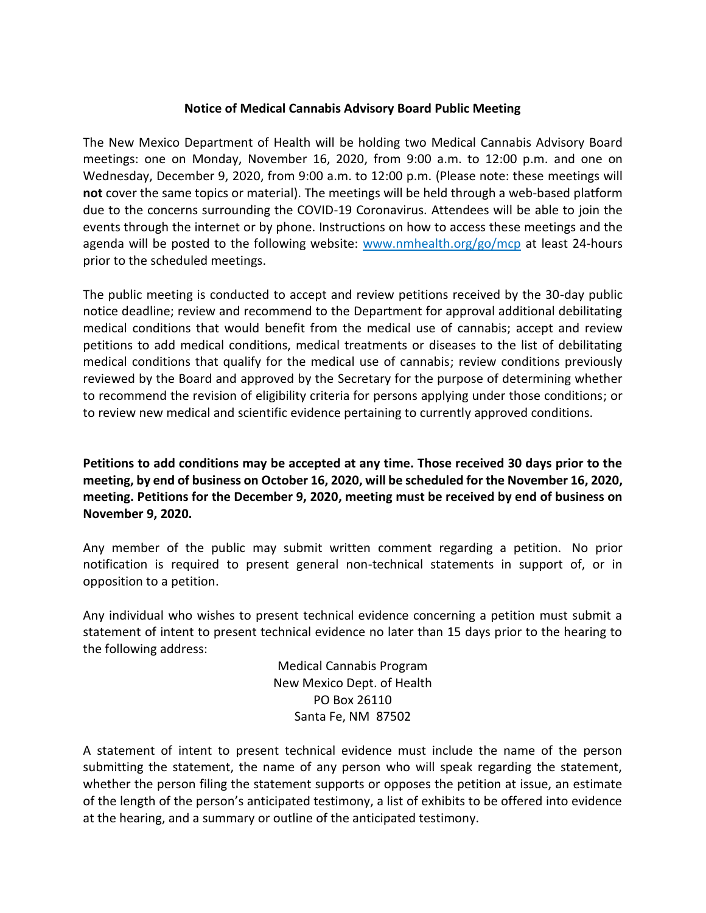**Notice of Medical Cannabis Advisory Board Public Meeting**

The New Mexico Department of Health will be holding two Medical Cannabis Advisory Board meetings: one on Monday, November 16, 2020, from 9:00 a.m. to 12:00 p.m. and one on Wednesday, December 9, 2020, from 9:00 a.m. to 12:00 p.m. (Please note: these meetings will **not** cover the same topics or material). The meetings will be held through a web-based platform due to the concerns surrounding the COVID-19 Coronavirus. Attendees will be able to join the events through the internet or by phone. Instructions on how to access these meetings and the agenda will be posted to the following website: [www.nmhealth.org/go/mcp](http://www.nmhealth.org/go/mcp) at least 24-hours prior to the scheduled meetings.

The public meeting is conducted to accept and review petitions received by the 30-day public notice deadline; review and recommend to the Department for approval additional debilitating medical conditions that would benefit from the medical use of cannabis; accept and review petitions to add medical conditions, medical treatments or diseases to the list of debilitating medical conditions that qualify for the medical use of cannabis; review conditions previously reviewed by the Board and approved by the Secretary for the purpose of determining whether to recommend the revision of eligibility criteria for persons applying under those conditions; or to review new medical and scientific evidence pertaining to currently approved conditions.

**Petitions to add conditions may be accepted at any time. Those received 30 days prior to the meeting, by end of business on October 16, 2020, will be scheduled for the November 16, 2020, meeting. Petitions for the December 9, 2020, meeting must be received by end of business on November 9, 2020.**

Any member of the public may submit written comment regarding a petition. No prior notification is required to present general non-technical statements in support of, or in opposition to a petition.

Any individual who wishes to present technical evidence concerning a petition must submit a statement of intent to present technical evidence no later than 15 days prior to the hearing to the following address:

Medical Cannabis Program
New Mexico Dept. of Health
PO Box 26110
Santa Fe, NM 87502

A statement of intent to present technical evidence must include the name of the person submitting the statement, the name of any person who will speak regarding the statement, whether the person filing the statement supports or opposes the petition at issue, an estimate of the length of the person's anticipated testimony, a list of exhibits to be offered into evidence at the hearing, and a summary or outline of the anticipated testimony.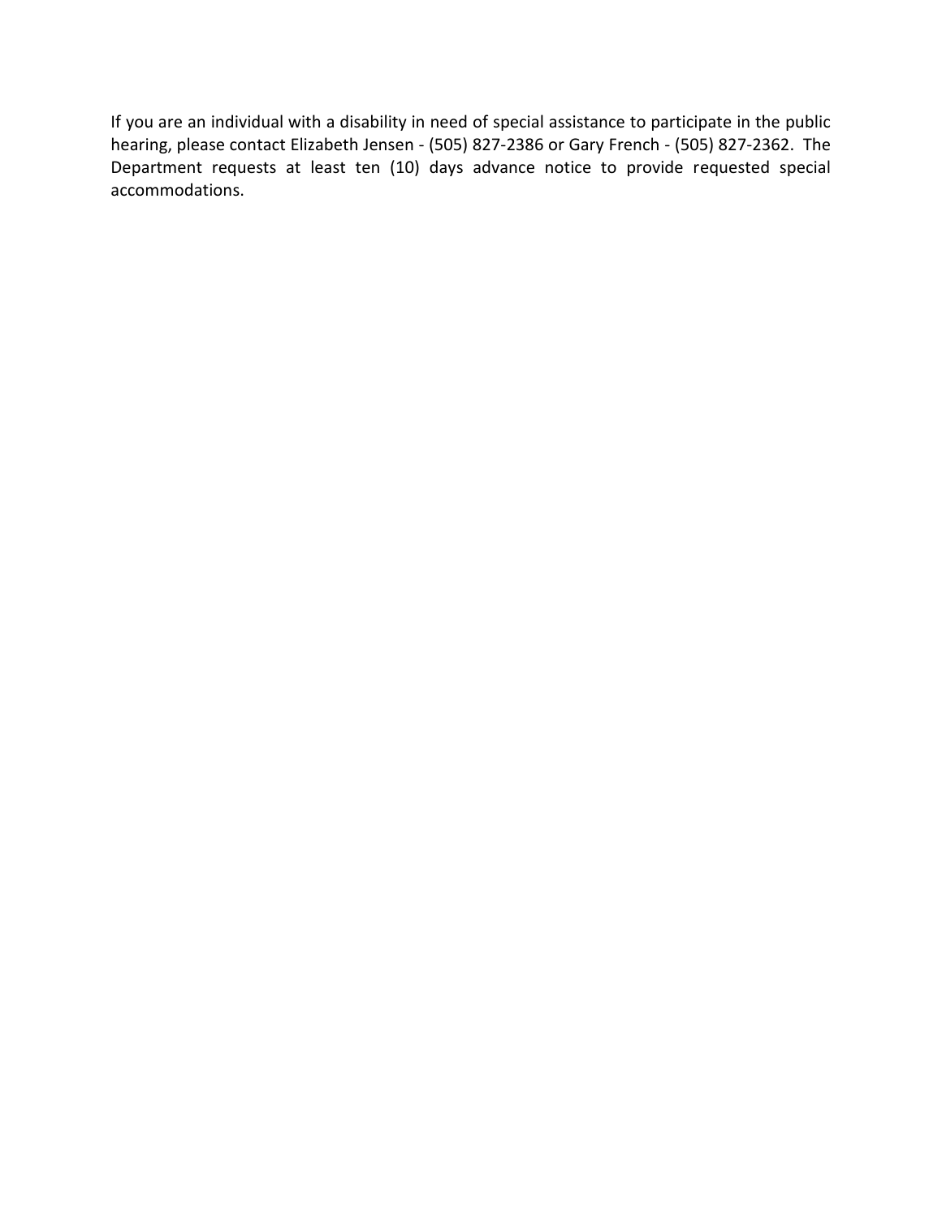If you are an individual with a disability in need of special assistance to participate in the public hearing, please contact Elizabeth Jensen - (505) 827-2386 or Gary French - (505) 827-2362. The Department requests at least ten (10) days advance notice to provide requested special accommodations.